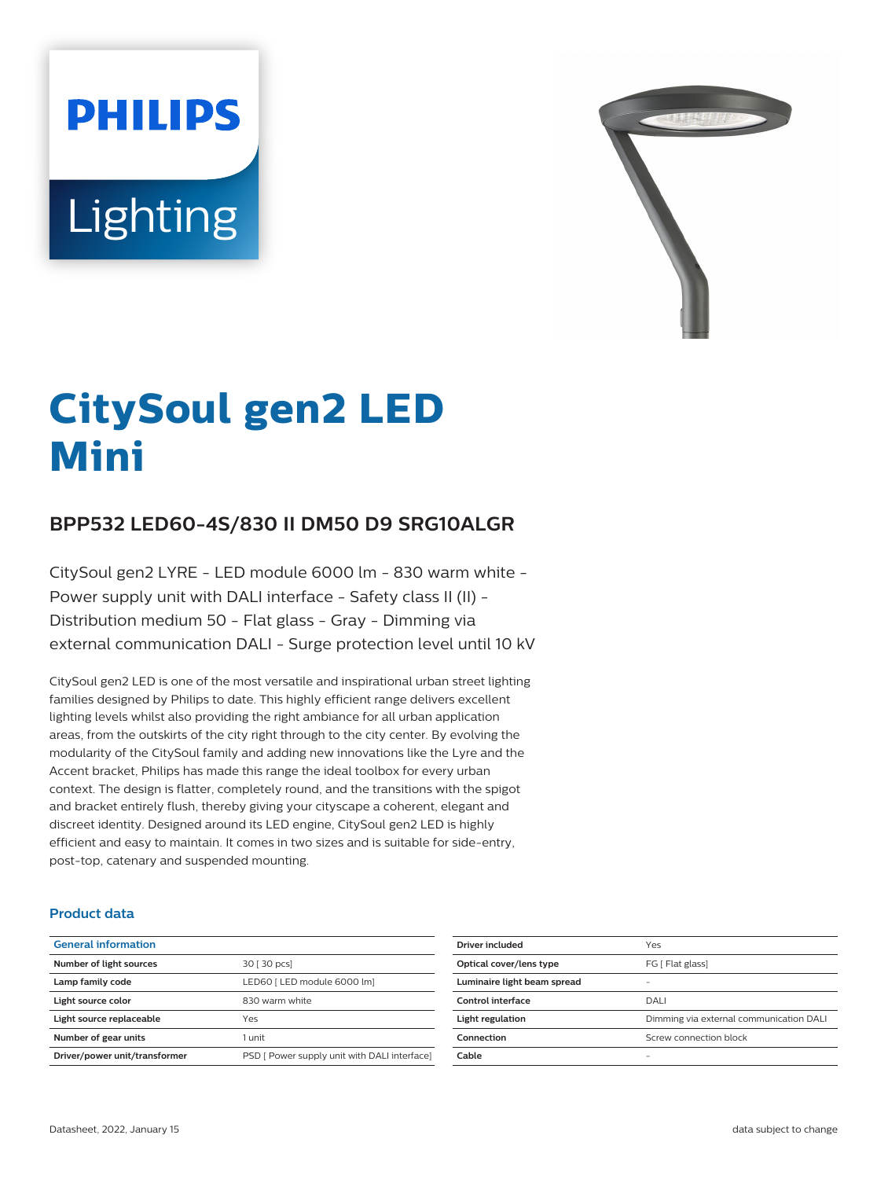# CitySoul gen2 LED Mini

## BPP532 LED60-4S/830 II DM50 D9 SRG10ALGR

CitySoul gen2 LYRE - LED module 6000 lm - 830 warm white - Power supply unit with DALI interface - Safety class II (II) - Distribution medium 50 - Flat glass - Gray - Dimming via external communication DALI - Surge protection level until 10 kV

CitySoul gen2 LED is one of the most versatile and inspirational urban street lighting families designed by Philips to date. This highly efficient range delivers excellent lighting levels whilst also providing the right ambiance for all urban application areas, from the outskirts of the city right through to the city center. By evolving the modularity of the CitySoul family and adding new innovations like the Lyre and the Accent bracket, Philips has made this range the ideal toolbox for every urban context. The design is flatter, completely round, and the transitions with the spigot and bracket entirely flush, thereby giving your cityscape a coherent, elegant and discreet identity. Designed around its LED engine, CitySoul gen2 LED is highly efficient and easy to maintain. It comes in two sizes and is suitable for side-entry, post-top, catenary and suspended mounting.

### Product data

| General information | |
|---|---|
| Number of light sources | 30 [ 30 pcs] |
| Lamp family code | LED60 [ LED module 6000 lm] |
| Light source color | 830 warm white |
| Light source replaceable | Yes |
| Number of gear units | 1 unit |
| Driver/power unit/transformer | PSD [ Power supply unit with DALI interface] |
| Driver included | Yes |
| Optical cover/lens type | FG [ Flat glass] |
| Luminaire light beam spread | - |
| Control interface | DALI |
| Light regulation | Dimming via external communication DALI |
| Connection | Screw connection block |
| Cable | - |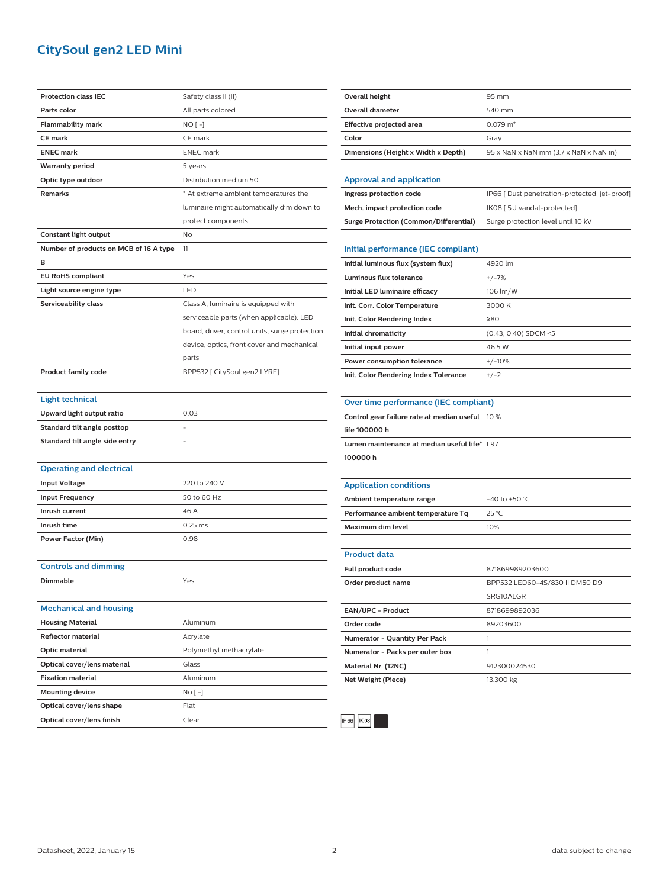# CitySoul gen2 LED Mini

| | |
|---|---|
| **Protection class IEC** | Safety class II (II) |
| **Parts color** | All parts colored |
| **Flammability mark** | NO [ -] |
| **CE mark** | CE mark |
| **ENEC mark** | ENEC mark |
| **Warranty period** | 5 years |
| **Optic type outdoor** | Distribution medium 50 |
| **Remarks** | * At extreme ambient temperatures the luminaire might automatically dim down to protect components |
| **Constant light output** | No |
| **Number of products on MCB of 16 A type B** | 11 |
| **EU RoHS compliant** | Yes |
| **Light source engine type** | LED |
| **Serviceability class** | Class A, luminaire is equipped with serviceable parts (when applicable): LED board, driver, control units, surge protection device, optics, front cover and mechanical parts |
| **Product family code** | BPP532 [ CitySoul gen2 LYRE] |

## Light technical

| | |
|---|---|
| **Upward light output ratio** | 0.03 |
| **Standard tilt angle posttop** | - |
| **Standard tilt angle side entry** | - |

## Operating and electrical

| | |
|---|---|
| **Input Voltage** | 220 to 240 V |
| **Input Frequency** | 50 to 60 Hz |
| **Inrush current** | 46 A |
| **Inrush time** | 0.25 ms |
| **Power Factor (Min)** | 0.98 |

## Controls and dimming

| | |
|---|---|
| **Dimmable** | Yes |

## Mechanical and housing

| | |
|---|---|
| **Housing Material** | Aluminum |
| **Reflector material** | Acrylate |
| **Optic material** | Polymethyl methacrylate |
| **Optical cover/lens material** | Glass |
| **Fixation material** | Aluminum |
| **Mounting device** | No [ -] |
| **Optical cover/lens shape** | Flat |
| **Optical cover/lens finish** | Clear |
| **Overall height** | 95 mm |
| **Overall diameter** | 540 mm |
| **Effective projected area** | 0.079 m² |
| **Color** | Gray |
| **Dimensions (Height x Width x Depth)** | 95 x NaN x NaN mm (3.7 x NaN x NaN in) |

## Approval and application

| | |
|---|---|
| **Ingress protection code** | IP66 [ Dust penetration-protected, jet-proof] |
| **Mech. impact protection code** | IK08 [ 5 J vandal-protected] |
| **Surge Protection (Common/Differential)** | Surge protection level until 10 kV |

## Initial performance (IEC compliant)

| | |
|---|---|
| **Initial luminous flux (system flux)** | 4920 lm |
| **Luminous flux tolerance** | +/-7% |
| **Initial LED luminaire efficacy** | 106 lm/W |
| **Init. Corr. Color Temperature** | 3000 K |
| **Init. Color Rendering Index** | ≥80 |
| **Initial chromaticity** | (0.43, 0.40) SDCM <5 |
| **Initial input power** | 46.5 W |
| **Power consumption tolerance** | +/-10% |
| **Init. Color Rendering Index Tolerance** | +/-2 |

## Over time performance (IEC compliant)

| | |
|---|---|
| **Control gear failure rate at median useful life 100000 h** | 10 % |
| **Lumen maintenance at median useful life* 100000 h** | L97 |

## Application conditions

| | |
|---|---|
| **Ambient temperature range** | -40 to +50 °C |
| **Performance ambient temperature Tq** | 25 °C |
| **Maximum dim level** | 10% |

## Product data

| | |
|---|---|
| **Full product code** | 871869989203600 |
| **Order product name** | BPP532 LED60-4S/830 II DM50 D9 SRG10ALGR |
| **EAN/UPC - Product** | 8718699892036 |
| **Order code** | 89203600 |
| **Numerator - Quantity Per Pack** | 1 |
| **Numerator - Packs per outer box** | 1 |
| **Material Nr. (12NC)** | 912300024530 |
| **Net Weight (Piece)** | 13.300 kg |

IP66 IK08

Datasheet, 2022, January 15

data subject to change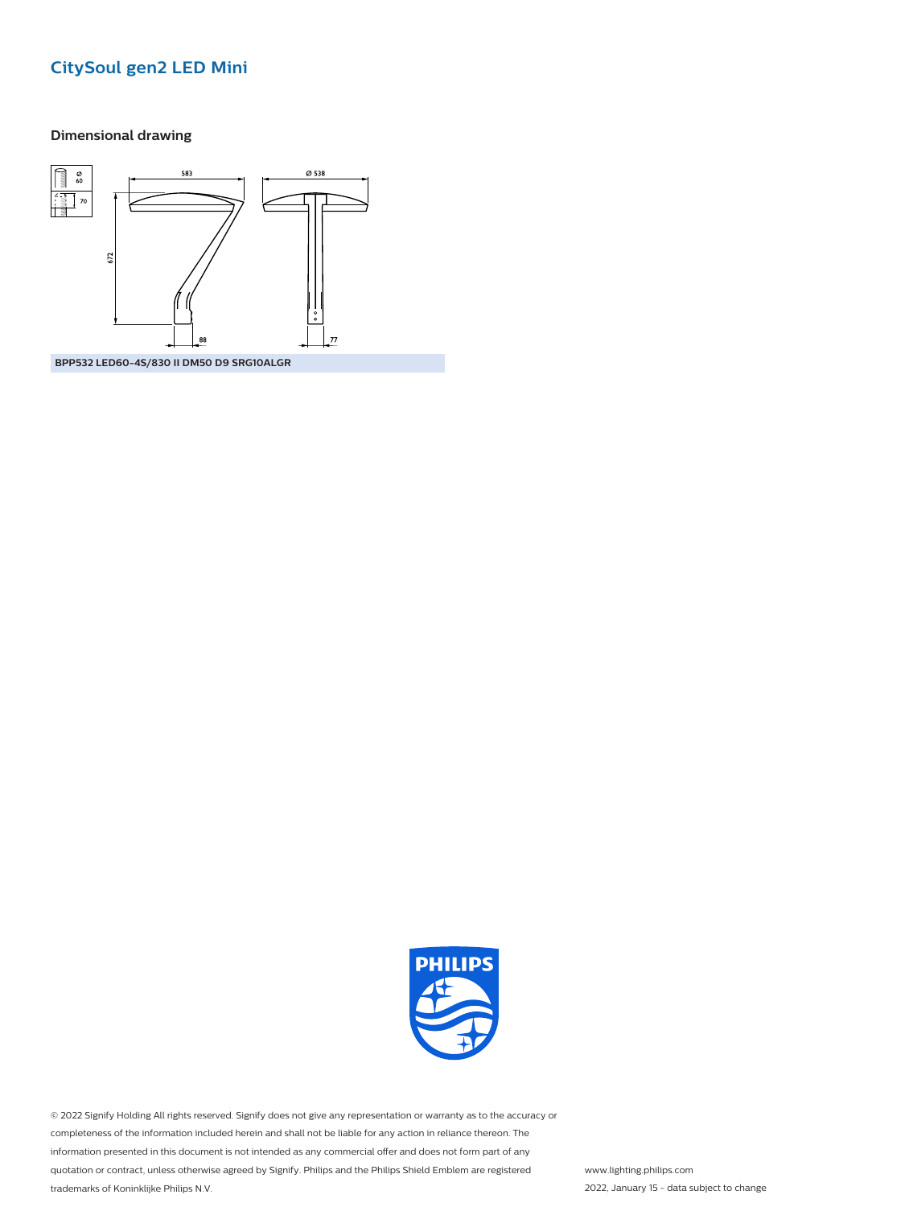## CitySoul gen2 LED Mini

### Dimensional drawing

Ø 60

70

583

Ø 538

672

88

77

**BPP532 LED60-4S/830 II DM50 D9 SRG10ALGR**

© 2022 Signify Holding All rights reserved. Signify does not give any representation or warranty as to the accuracy or completeness of the information included herein and shall not be liable for any action in reliance thereon. The information presented in this document is not intended as any commercial offer and does not form part of any quotation or contract, unless otherwise agreed by Signify. Philips and the Philips Shield Emblem are registered trademarks of Koninklijke Philips N.V.

www.lighting.philips.com

2022, January 15 - data subject to change